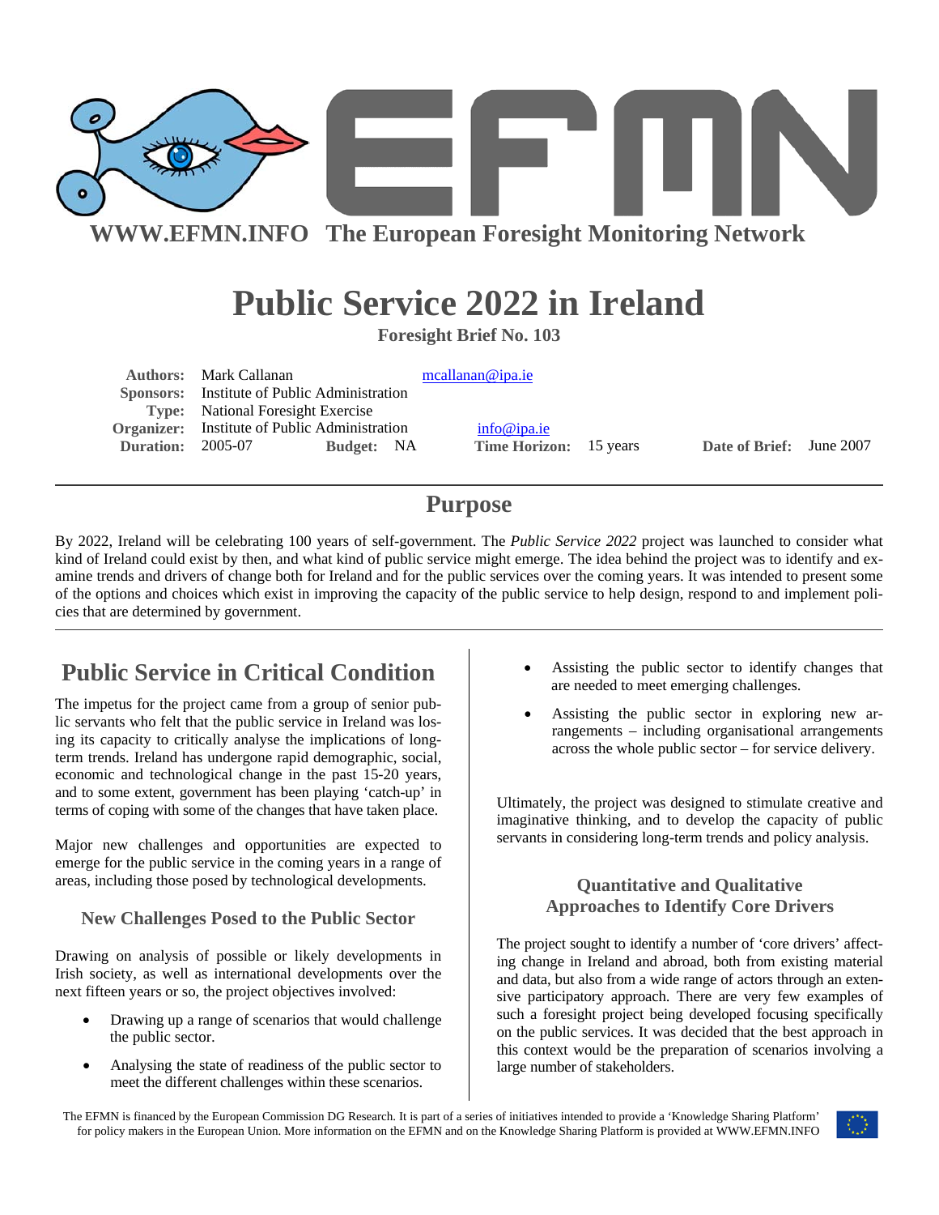**WWW.EFMN.INFO The European Foresight Monitoring Network**

# Public Service 2022 in Ireland

**Foresight Brief No. 103**

**Authors:** Mark Callanan mcallanan@ipa.ie
**Sponsors:** Institute of Public Administration
**Type:** National Foresight Exercise
**Organizer:** Institute of Public Administration info@ipa.ie
**Duration:** 2005-07 **Budget:** NA **Time Horizon:** 15 years **Date of Brief:** June 2007

## Purpose

By 2022, Ireland will be celebrating 100 years of self-government. The *Public Service 2022* project was launched to consider what kind of Ireland could exist by then, and what kind of public service might emerge. The idea behind the project was to identify and examine trends and drivers of change both for Ireland and for the public services over the coming years. It was intended to present some of the options and choices which exist in improving the capacity of the public service to help design, respond to and implement policies that are determined by government.

## Public Service in Critical Condition

The impetus for the project came from a group of senior public servants who felt that the public service in Ireland was losing its capacity to critically analyse the implications of long-term trends. Ireland has undergone rapid demographic, social, economic and technological change in the past 15-20 years, and to some extent, government has been playing 'catch-up' in terms of coping with some of the changes that have taken place.

Major new challenges and opportunities are expected to emerge for the public service in the coming years in a range of areas, including those posed by technological developments.

### New Challenges Posed to the Public Sector

Drawing on analysis of possible or likely developments in Irish society, as well as international developments over the next fifteen years or so, the project objectives involved:

- Drawing up a range of scenarios that would challenge the public sector.
- Analysing the state of readiness of the public sector to meet the different challenges within these scenarios.
- Assisting the public sector to identify changes that are needed to meet emerging challenges.
- Assisting the public sector in exploring new arrangements – including organisational arrangements across the whole public sector – for service delivery.

Ultimately, the project was designed to stimulate creative and imaginative thinking, and to develop the capacity of public servants in considering long-term trends and policy analysis.

### Quantitative and Qualitative Approaches to Identify Core Drivers

The project sought to identify a number of 'core drivers' affecting change in Ireland and abroad, both from existing material and data, but also from a wide range of actors through an extensive participatory approach. There are very few examples of such a foresight project being developed focusing specifically on the public services. It was decided that the best approach in this context would be the preparation of scenarios involving a large number of stakeholders.

The EFMN is financed by the European Commission DG Research. It is part of a series of initiatives intended to provide a 'Knowledge Sharing Platform' for policy makers in the European Union. More information on the EFMN and on the Knowledge Sharing Platform is provided at WWW.EFMN.INFO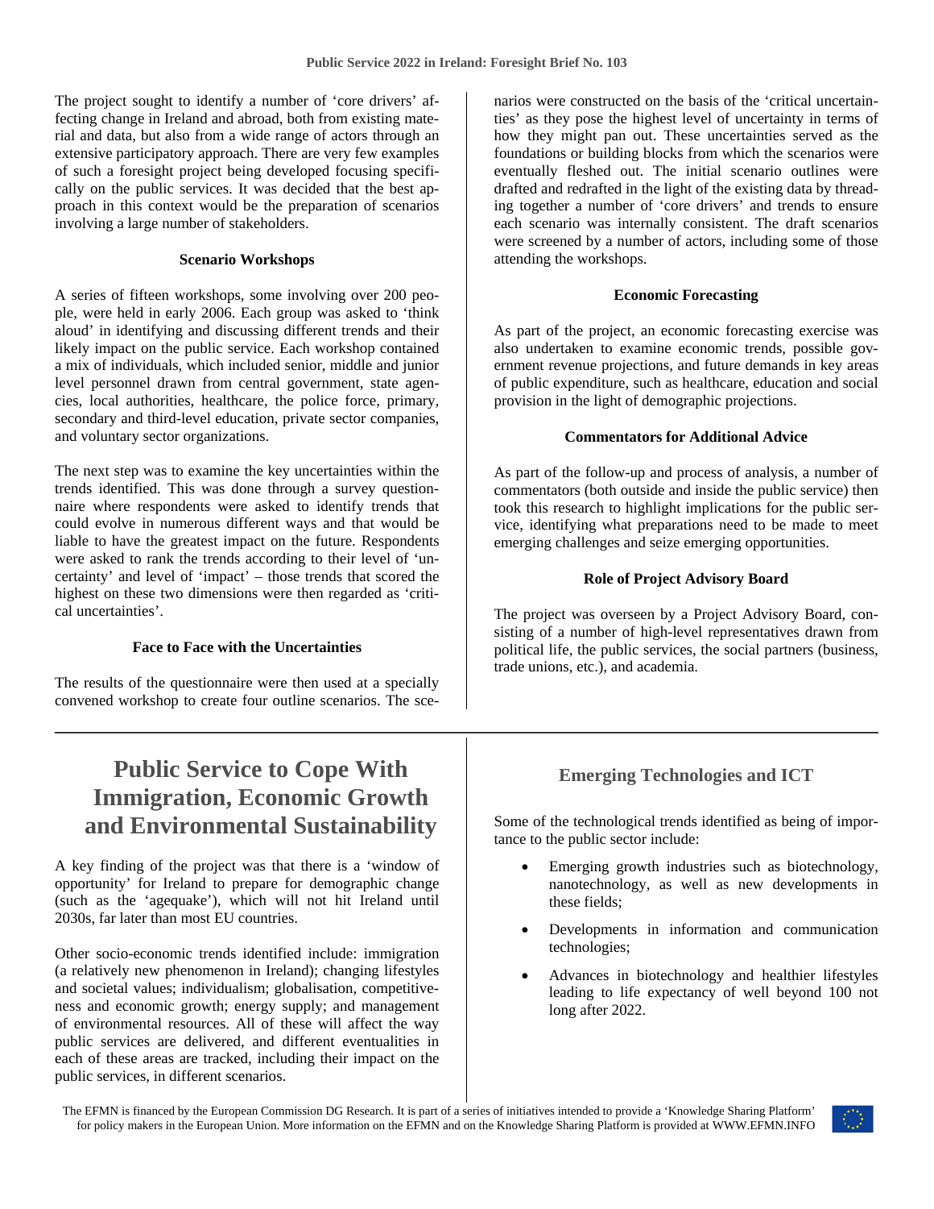The project sought to identify a number of 'core drivers' affecting change in Ireland and abroad, both from existing material and data, but also from a wide range of actors through an extensive participatory approach. There are very few examples of such a foresight project being developed focusing specifically on the public services. It was decided that the best approach in this context would be the preparation of scenarios involving a large number of stakeholders.

### Scenario Workshops

A series of fifteen workshops, some involving over 200 people, were held in early 2006. Each group was asked to 'think aloud' in identifying and discussing different trends and their likely impact on the public service. Each workshop contained a mix of individuals, which included senior, middle and junior level personnel drawn from central government, state agencies, local authorities, healthcare, the police force, primary, secondary and third-level education, private sector companies, and voluntary sector organizations.

The next step was to examine the key uncertainties within the trends identified. This was done through a survey questionnaire where respondents were asked to identify trends that could evolve in numerous different ways and that would be liable to have the greatest impact on the future. Respondents were asked to rank the trends according to their level of 'uncertainty' and level of 'impact' – those trends that scored the highest on these two dimensions were then regarded as 'critical uncertainties'.

### Face to Face with the Uncertainties

The results of the questionnaire were then used at a specially convened workshop to create four outline scenarios. The scenarios were constructed on the basis of the 'critical uncertainties' as they pose the highest level of uncertainty in terms of how they might pan out. These uncertainties served as the foundations or building blocks from which the scenarios were eventually fleshed out. The initial scenario outlines were drafted and redrafted in the light of the existing data by threading together a number of 'core drivers' and trends to ensure each scenario was internally consistent. The draft scenarios were screened by a number of actors, including some of those attending the workshops.

### Economic Forecasting

As part of the project, an economic forecasting exercise was also undertaken to examine economic trends, possible government revenue projections, and future demands in key areas of public expenditure, such as healthcare, education and social provision in the light of demographic projections.

### Commentators for Additional Advice

As part of the follow-up and process of analysis, a number of commentators (both outside and inside the public service) then took this research to highlight implications for the public service, identifying what preparations need to be made to meet emerging challenges and seize emerging opportunities.

### Role of Project Advisory Board

The project was overseen by a Project Advisory Board, consisting of a number of high-level representatives drawn from political life, the public services, the social partners (business, trade unions, etc.), and academia.

## Public Service to Cope With Immigration, Economic Growth and Environmental Sustainability

A key finding of the project was that there is a 'window of opportunity' for Ireland to prepare for demographic change (such as the 'agequake'), which will not hit Ireland until 2030s, far later than most EU countries.

Other socio-economic trends identified include: immigration (a relatively new phenomenon in Ireland); changing lifestyles and societal values; individualism; globalisation, competitiveness and economic growth; energy supply; and management of environmental resources. All of these will affect the way public services are delivered, and different eventualities in each of these areas are tracked, including their impact on the public services, in different scenarios.

## Emerging Technologies and ICT

Some of the technological trends identified as being of importance to the public sector include:

- Emerging growth industries such as biotechnology, nanotechnology, as well as new developments in these fields;
- Developments in information and communication technologies;
- Advances in biotechnology and healthier lifestyles leading to life expectancy of well beyond 100 not long after 2022.

The EFMN is financed by the European Commission DG Research. It is part of a series of initiatives intended to provide a 'Knowledge Sharing Platform' for policy makers in the European Union. More information on the EFMN and on the Knowledge Sharing Platform is provided at WWW.EFMN.INFO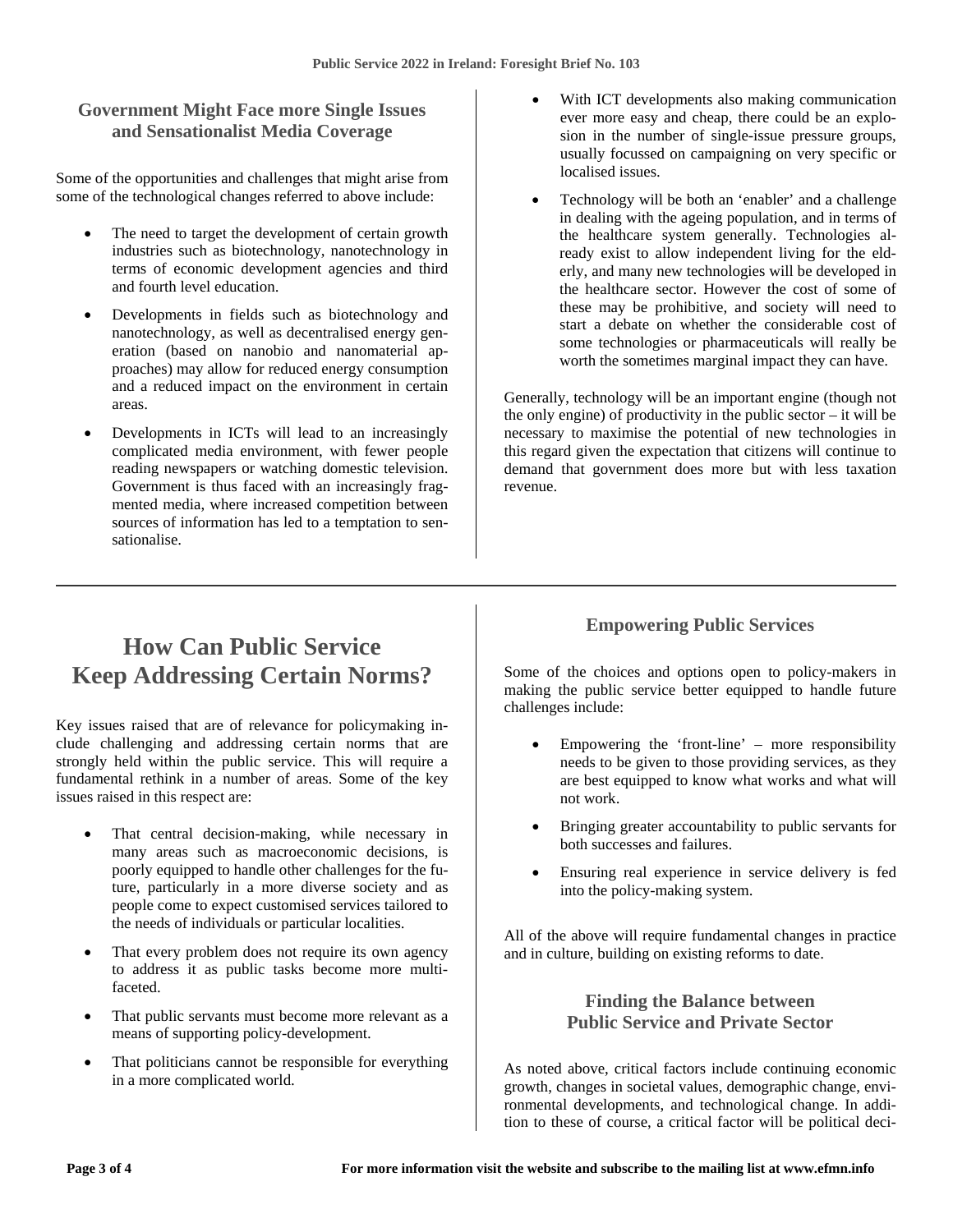## Government Might Face more Single Issues and Sensationalist Media Coverage

Some of the opportunities and challenges that might arise from some of the technological changes referred to above include:

- The need to target the development of certain growth industries such as biotechnology, nanotechnology in terms of economic development agencies and third and fourth level education.
- Developments in fields such as biotechnology and nanotechnology, as well as decentralised energy generation (based on nanobio and nanomaterial approaches) may allow for reduced energy consumption and a reduced impact on the environment in certain areas.
- Developments in ICTs will lead to an increasingly complicated media environment, with fewer people reading newspapers or watching domestic television. Government is thus faced with an increasingly fragmented media, where increased competition between sources of information has led to a temptation to sensationalise.
- With ICT developments also making communication ever more easy and cheap, there could be an explosion in the number of single-issue pressure groups, usually focussed on campaigning on very specific or localised issues.
- Technology will be both an 'enabler' and a challenge in dealing with the ageing population, and in terms of the healthcare system generally. Technologies already exist to allow independent living for the elderly, and many new technologies will be developed in the healthcare sector. However the cost of some of these may be prohibitive, and society will need to start a debate on whether the considerable cost of some technologies or pharmaceuticals will really be worth the sometimes marginal impact they can have.

Generally, technology will be an important engine (though not the only engine) of productivity in the public sector – it will be necessary to maximise the potential of new technologies in this regard given the expectation that citizens will continue to demand that government does more but with less taxation revenue.

# How Can Public Service Keep Addressing Certain Norms?

Key issues raised that are of relevance for policymaking include challenging and addressing certain norms that are strongly held within the public service. This will require a fundamental rethink in a number of areas. Some of the key issues raised in this respect are:

- That central decision-making, while necessary in many areas such as macroeconomic decisions, is poorly equipped to handle other challenges for the future, particularly in a more diverse society and as people come to expect customised services tailored to the needs of individuals or particular localities.
- That every problem does not require its own agency to address it as public tasks become more multi-faceted.
- That public servants must become more relevant as a means of supporting policy-development.
- That politicians cannot be responsible for everything in a more complicated world.

## Empowering Public Services

Some of the choices and options open to policy-makers in making the public service better equipped to handle future challenges include:

- Empowering the 'front-line' – more responsibility needs to be given to those providing services, as they are best equipped to know what works and what will not work.
- Bringing greater accountability to public servants for both successes and failures.
- Ensuring real experience in service delivery is fed into the policy-making system.

All of the above will require fundamental changes in practice and in culture, building on existing reforms to date.

## Finding the Balance between Public Service and Private Sector

As noted above, critical factors include continuing economic growth, changes in societal values, demographic change, environmental developments, and technological change. In addition to these of course, a critical factor will be political deci-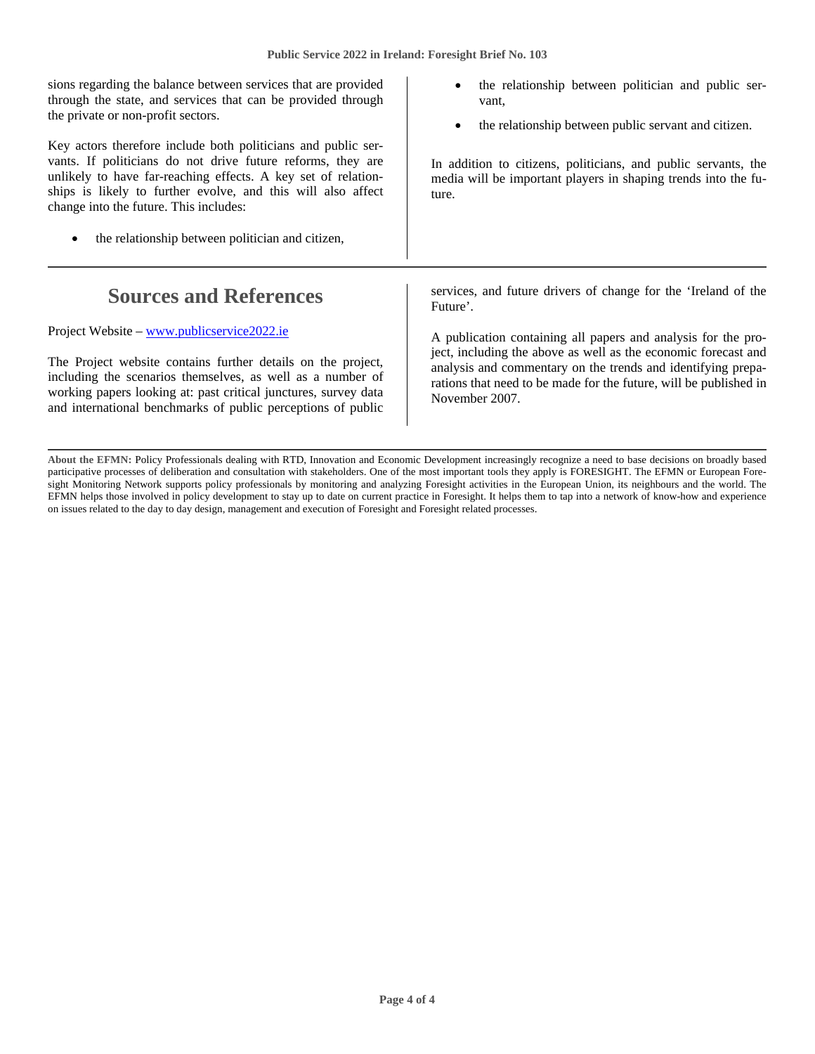sions regarding the balance between services that are provided through the state, and services that can be provided through the private or non-profit sectors.

Key actors therefore include both politicians and public servants. If politicians do not drive future reforms, they are unlikely to have far-reaching effects. A key set of relationships is likely to further evolve, and this will also affect change into the future. This includes:

- the relationship between politician and citizen,
- the relationship between politician and public servant,
- the relationship between public servant and citizen.

In addition to citizens, politicians, and public servants, the media will be important players in shaping trends into the future.

## Sources and References

Project Website – [www.publicservice2022.ie](http://www.publicservice2022.ie)

The Project website contains further details on the project, including the scenarios themselves, as well as a number of working papers looking at: past critical junctures, survey data and international benchmarks of public perceptions of public services, and future drivers of change for the 'Ireland of the Future'.

A publication containing all papers and analysis for the project, including the above as well as the economic forecast and analysis and commentary on the trends and identifying preparations that need to be made for the future, will be published in November 2007.

**About the EFMN:** Policy Professionals dealing with RTD, Innovation and Economic Development increasingly recognize a need to base decisions on broadly based participative processes of deliberation and consultation with stakeholders. One of the most important tools they apply is FORESIGHT. The EFMN or European Foresight Monitoring Network supports policy professionals by monitoring and analyzing Foresight activities in the European Union, its neighbours and the world. The EFMN helps those involved in policy development to stay up to date on current practice in Foresight. It helps them to tap into a network of know-how and experience on issues related to the day to day design, management and execution of Foresight and Foresight related processes.